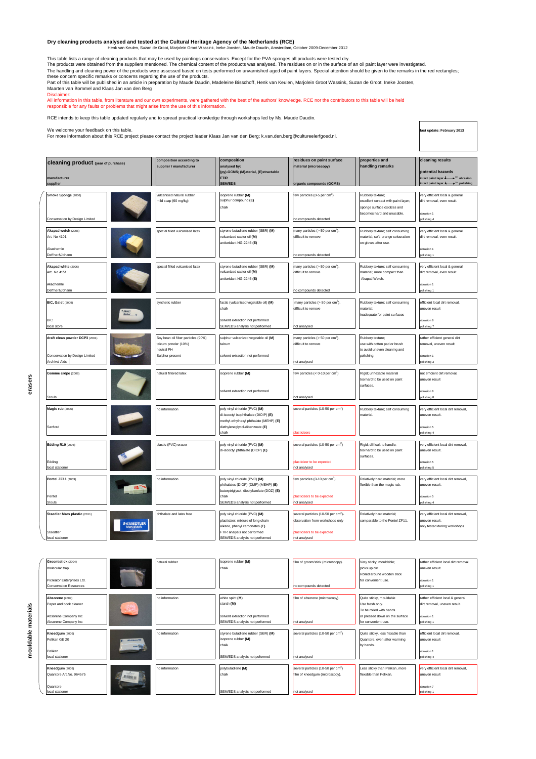# Dry cleaning products analysed and tested at the Cultural Heritage Agency of the Netherlands (RCE)

Henk van Keulen, Suzan de Groot, Marjolein Groot Wassink, Ineke Joosten, Maude Daudin, Amsterdam, October 2009-December 2012

This table lists a range of cleaning products that may be used by paintings conservators. Except for the PVA sponges all products were tested dry.
The products were obtained from the suppliers mentioned. The chemical content of the products was analysed. The residues on or in the surface of an oil paint layer were investigated.
The handling and cleaning power of the products were assessed based on tests performed on unvarnished aged oil paint layers. Special attention should be given to the remarks in the red rectangles; these concern specific remarks or concerns regarding the use of the products.
Part of this table will be published in an article in preparation by Maude Daudin, Madeleine Bisschoff, Henk van Keulen, Marjolein Groot Wassink, Suzan de Groot, Ineke Joosten, Maarten van Bommel and Klaas Jan van den Berg

Disclaimer:
All information in this table, from literature and our own experiments, were gathered with the best of the authors' knowledge. RCE nor the contributors to this table will be held responsible for any faults or problems that might arise from the use of this information.

RCE intends to keep this table updated regularly and to spread practical knowledge through workshops led by Ms. Maude Daudin.

We welcome your feedback on this table.
For more information about this RCE project please contact the project leader Klaas Jan van den Berg; k.van.den.berg@cultureelerfgoed.nl.

**last update: February 2013**

## erasers

| cleaning product (year of purchase) / manufacturer / supplier | composition according to supplier / manufacturer | composition analysed by: (py)-GCMS; (M)aterial, (E)xtractable FTIR SEM/EDS | residues on paint surface material (microscopy) / organic compounds (GCMS) | properties and handling remarks | cleaning results / potential hazards (intact paint layer 1 → 10 abrasion; intact paint layer 1 → 10 polishing) |
|---|---|---|---|---|---|
| **Smoke Sponge** (2006)<br>Conservation by Design Limited | vulcanised natural rubber<br>mild soap (60 mg/kg) | isoprene rubber **(M)**<br>sulphur compound **(E)**<br>chalk | few particles (0-5 per $cm^2$)<br>no compounds detected | Rubbery texture;<br>excellent contact with paint layer;<br>sponge surface oxidizes and becomes hard and unusable. | very efficient local & general dirt removal, even result.<br>abrasion 1<br>polishing 4 |
| **Akapad weich** (2006)<br>Art. No 4101<br>Akachemie<br>Deffner&Johann | special filled vulcanised latex | styrene butadiene rubber (SBR) **(M)**<br>vulcanized castor oil **(M)**<br>antioxidant NG-2246 **(E)** | many particles (> 50 per $cm^2$), difficult to remove<br>no compounds detected | Rubbery texture; self consuming material; soft; orange colouration on gloves after use. | very efficient local & general dirt removal, even result.<br>abrasion 1<br>polishing 1 |
| **Akapad white** (2006)<br>Art. No 4151<br>Akachemie<br>Deffner&Johann | special filled vulcanised latex | styrene butadiene rubber (SBR) **(M)**<br>vulcanized castor oil **(M)**<br>antioxidant NG-2246 **(E)** | many particles (> 50 per $cm^2$), difficult to remove<br>no compounds detected | Rubbery texture; self consuming material; more compact than Akapad Weich. | very efficient local & general dirt removal, even result.<br>abrasion 1<br>polishing 1 |
| **BIC, Galet** (2009)<br>BIC<br>local store | synthetic rubber | factis (vulcanised vegetable oil) **(M)**<br>chalk<br>solvent extraction not performed<br>SEM/EDS analysis not performed | many particles (> 50 per $cm^2$), difficult to remove<br>not analysed | Rubbery texture; self consuming material;<br>inadequate for paint surfaces | efficient local dirt removal, uneven result<br>abrasion 8<br>polishing 7 |
| **draft clean powder DCP3** (2004)<br>Conservation by Design Limited<br>Archival Aids | Soy bean oil fiber particles (90%)<br>talcum powder (10%)<br>neutral PH<br>Sulphur present | sulphur vulcanized vegetable oil **(M)**<br>talcum<br>solvent extraction not performed | many particles (> 50 per $cm^2$), difficult to remove<br>not analysed | Rubbery texture;<br>use with cotton pad or brush to avoid uneven cleaning and polishing. | rather efficient general dirt removal, uneven result<br>abrasion 1<br>polishing 3 |
| **Gomme crêpe** (2009)<br>Stouls | natural filtered latex | isoprene rubber **(M)**<br>solvent extraction not performed | few particles (< 0-10 per $cm^2$)<br>not analysed | Rigid; unflexable material too hard to be used on paint surfaces. | not efficient dirt removal, uneven result<br>abrasion 8<br>polishing 8 |
| **Magic rub** (2006)<br>Sanford | no information | poly vinyl chloride (PVC) **(M)**<br>di-isooctyl isophthalate (DIOIP) **(E)**<br>methyl-ethylhexyl phthalate (MEHP) **(E)**<br>diethyleneglycol-dibenzoate **(E)**<br>chalk | several particles (10-50 per $cm^2$)<br>plasticizers | Rubbery texture; self consuming material. | very efficient local dirt removal, uneven result.<br>abrasion 5<br>polishing 4 |
| **Edding R10** (2006)<br>Edding<br>local stationer | plastic (PVC) eraser | poly vinyl chloride (PVC) **(M)**<br>di-isooctyl phthalate (DIOP) **(E)** | several particles (10-50 per $cm^2$)<br>plasticizer to be expected<br>not analysed | Rigid; difficult to handle; too hard to be used on paint surfaces. | very efficient local dirt removal, uneven result.<br>abrasion 5<br>polishing 5 |
| **Pentel ZF11** (2009)<br>Pentel<br>Stouls | no information | poly vinyl chloride (PVC) **(M)**<br>phthalates (DIOP) (DMP) (MEHP) **(E)**<br>butoxytriglycol, dioctylazelate (DOZ) **(E)**<br>chalk<br>SEM/EDS analysis not performed | few particles (0-10 per $cm^2$)<br>plasticizers to be expected<br>not analysed | Relatively hard material; more flexible than the magic rub. | very efficient local dirt removal, uneven result.<br>abrasion 5<br>polishing 4 |
| **Staedler Mars plastic** (2011)<br>Staedtler<br>local stationer | phthalate and latex free | poly vinyl chloride (PVC) **(M)**<br>plasticizer: mixture of long chain alkane, phenyl carbonates **(E)**<br>FTIR analysis not performed<br>SEM/EDS analysis not performed | several particles (10-50 per $cm^2$)-observation from workshops only<br>plasticizers to be expected<br>not analysed | Relatively hard material; comparable to the Pentel ZF11. | very efficient local dirt removal, uneven result.<br>only tested during workshops |

## mouldable materials

| cleaning product (year of purchase) / manufacturer / supplier | composition according to supplier / manufacturer | composition analysed | residues on paint surface | properties and handling remarks | cleaning results / potential hazards |
|---|---|---|---|---|---|
| **Groom/stick** (2004)<br>molecular trap<br>Picreator Enterprises Ltd.<br>Conservation Resources | natural rubber | isoprene rubber **(M)**<br>chalk | film of groom/stick (microscopy).<br>no compounds detected | Very sticky, mouldable; picks up dirt.<br>Rolled around wooden stick for convenient use. | rather efficient local dirt removal, uneven result<br>abrasion 1<br>polishing 1 |
| **Absorene** (2009)<br>Paper and book cleaner<br>Absorene Company Inc<br>Absorene Company Inc | no information | white spirit **(M)**<br>starch **(M)**<br>solvent extraction not performed<br>SEM/EDS analysis not performed | film of absorene (microscopy).<br>not analysed | Quite sticky, mouldable<br>Use fresh only.<br>To be rolled with hands or pressed down on the surface for convenient use. | rather efficient local & general dirt removal, uneven result.<br>abrasion 1<br>polishing 1 |
| **Kneedgum** (2009)<br>Pelikan GE 20<br>Pelikan<br>local stationer | no information | styrene butadiene rubber (SBR) **(M)**<br>isoprene rubber **(M)**<br>chalk<br>SEM/EDS analysis not peformed | several particles (10-50 per $cm^2$)<br>not analysed | Quite sticky, less flexable than Quantore, even after warming by hands. | efficient local dirt removal, uneven result<br>abrasion 1<br>polishing 4 |
| **Kneedgum** (2009)<br>Quantore Art.No. 964575<br>Quantore<br>local stationer | no information | polybutadiene **(M)**<br>chalk<br>SEM/EDS analysis not performed | several particles (10-50 per $cm^2$)<br>film of kneedgum (microscopy).<br>not analysed | Less sticky than Pelikan, more flexable than Pelikan. | very efficient local dirt removal, uneven result<br>abrasion 7<br>polishing 1 |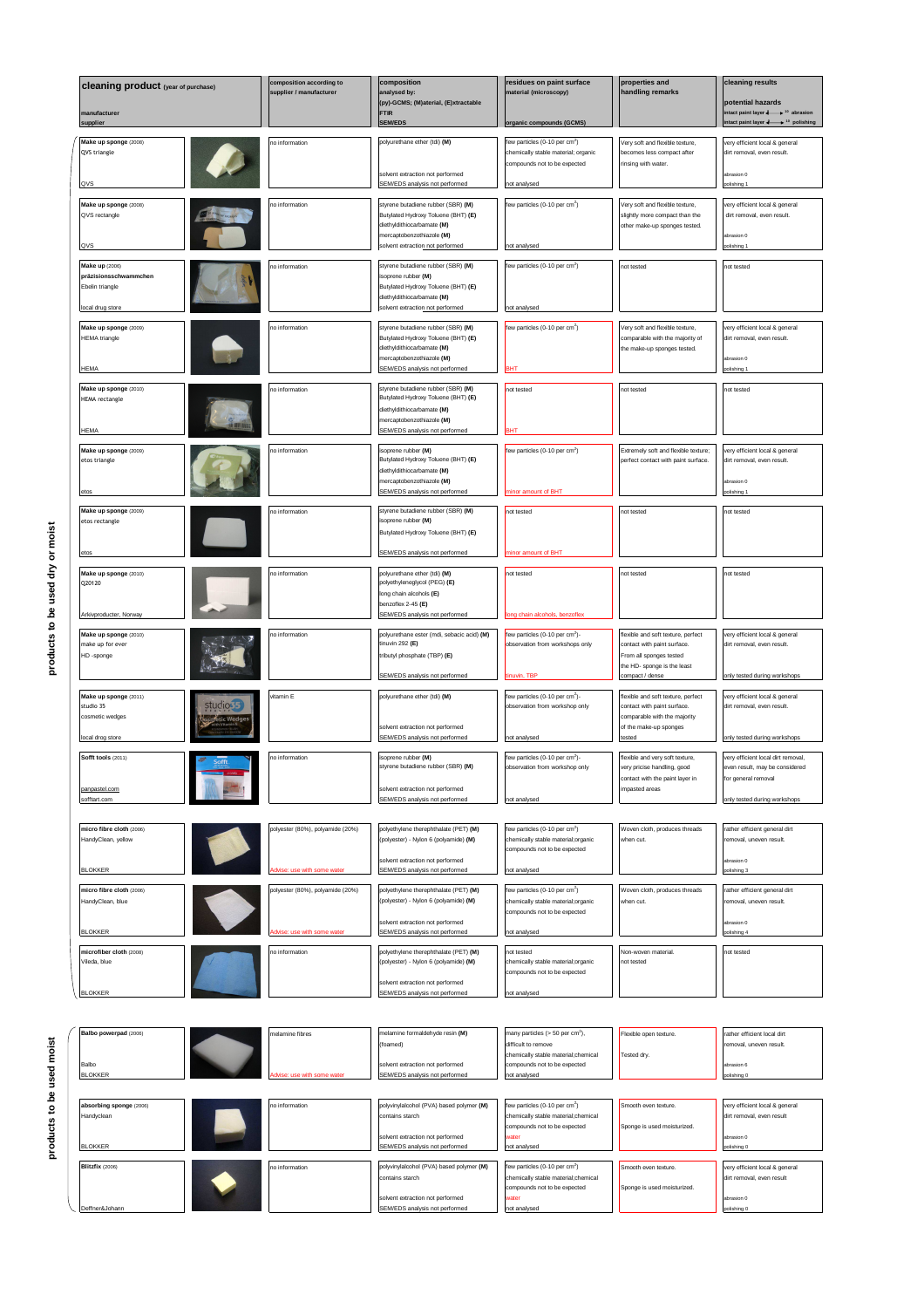| cleaning product (year of purchase) manufacturer supplier | | composition according to supplier / manufacturer | composition analysed by: (py)-GCMS; (M)aterial, (E)xtractable FTIR SEM/EDS | residues on paint surface material (microscopy) organic compounds (GCMS) | properties and handling remarks | cleaning results potential hazards intact paint layer → [10] abrasion intact paint layer → [10] polishing |
|---|---|---|---|---|---|---|
| **products to be used dry or moist** | | | | | | |
| **Make up sponge** (2008) QVS triangle QVS | | no information | polyurethane ether (tdi) (M) solvent extraction not performed SEM/EDS analysis not performed | few particles (0-10 per $cm^2$) chemically stable material; organic compounds not to be expected not analysed | Very soft and flexible texture, becomes less compact after rinsing with water. | very efficient local & general dirt removal, even result. abrasion 0 polishing 1 |
| **Make up sponge** (2008) QVS rectangle QVS | | no information | styrene butadiene rubber (SBR) (M) Butylated Hydroxy Toluene (BHT) (E) diethyldithiocarbamate (M) mercaptobenzothiazole (M) solvent extraction not performed | few particles (0-10 per $cm^2$) not analysed | Very soft and flexible texture, slightly more compact than the other make-up sponges tested. | very efficient local & general dirt removal, even result. abrasion 0 polishing 1 |
| **Make up** (2008) **präzisionsschwammchen** Ebelin triangle local drug store | | no information | styrene butadiene rubber (SBR) (M) isoprene rubber (M) Butylated Hydroxy Toluene (BHT) (E) diethyldithiocarbamate (M) solvent extraction not performed | few particles (0-10 per $cm^2$) not analysed | not tested | not tested |
| **Make up sponge** (2009) HEMA triangle HEMA | | no information | styrene butadiene rubber (SBR) (M) Butylated Hydroxy Toluene (BHT) (E) diethyldithiocarbamate (M) mercaptobenzothiazole (M) SEM/EDS analysis not performed | few particles (0-10 per $cm^2$) BHT | Very soft and flexible texture, comparable with the majority of the make-up sponges tested. | very efficient local & general dirt removal, even result. abrasion 0 polishing 1 |
| **Make up sponge** (2010) HEMA rectangle HEMA | | no information | styrene butadiene rubber (SBR) (M) Butylated Hydroxy Toluene (BHT) (E) diethyldithiocarbamate (M) mercaptobenzothiazole (M) SEM/EDS analysis not performed | not tested BHT | not tested | not tested |
| **Make up sponge** (2009) etos triangle etos | | no information | isoprene rubber (M) Butylated Hydroxy Toluene (BHT) (E) diethyldithiocarbamate (M) mercaptobenzothiazole (M) SEM/EDS analysis not performed | few particles (0-10 per $cm^2$) minor amount of BHT | Extremely soft and flexible texture; perfect contact with paint surface. | very efficient local & general dirt removal, even result. abrasion 0 polishing 1 |
| **Make up sponge** (2009) etos rectangle etos | | no information | styrene butadiene rubber (SBR) (M) isoprene rubber (M) Butylated Hydroxy Toluene (BHT) (E) SEM/EDS analysis not performed | not tested minor amount of BHT | not tested | not tested |
| **Make up sponge** (2010) Q20120 Arkivproducter, Norway | | no information | polyurethane ether (tdi) (M) polyethyleneglycol (PEG) (E) long chain alcohols (E) benzoflex 2-45 (E) SEM/EDS analysis not performed | not tested long chain alcohols, benzoflex | not tested | not tested |
| **Make up sponge** (2010) make up for ever HD -sponge | | no information | polyurethane ester (mdi, sebacic acid) (M) tinuvin 292 (E) tributyl phosphate (TBP) (E) SEM/EDS analysis not performed | few particles (0-10 per $cm^2$)- observation from workshops only tinuvin, TBP | flexible and soft texture, perfect contact with paint surface. From all sponges tested the HD- sponge is the least compact / dense | very efficient local & general dirt removal, even result. only tested during workshops |
| **Make up sponge** (2011) studio 35 cosmetic wedges local drog store | | vitamin E | polyurethane ether (tdi) (M) solvent extraction not performed SEM/EDS analysis not performed | few particles (0-10 per $cm^2$)- observation from workshop only not analysed | flexible and soft texture, perfect contact with paint surface. comparable with the majority of the make-up sponges tested | very efficient local & general dirt removal, even result. only tested during workshops |
| **Sofft tools** (2011) panpastel.com sofftart.com | | no information | isoprene rubber (M) styrene butadiene rubber (SBR) (M) solvent extraction not performed SEM/EDS analysis not performed | few particles (0-10 per $cm^2$)- observation from workshop only not analysed | flexible and very soft texture, very pricise handling, good contact with the paint layer in impasted areas | very efficient local dirt removal, even result, may be considered for general removal only tested during workshops |
| **micro fibre cloth** (2008) HandyClean, yellow BLOKKER | | polyester (80%), polyamide (20%) Advise: use with some water | polyethylene therephthalate (PET) (M) (polyester) - Nylon 6 (polyamide) (M) solvent extraction not performed SEM/EDS analysis not performed | few particles (0-10 per $cm^2$) chemically stable material;organic compounds not to be expected not analysed | Woven cloth, produces threads when cut. | rather efficient general dirt removal, uneven result. abrasion 0 polishing 3 |
| **micro fibre cloth** (2008) HandyClean, blue BLOKKER | | polyester (80%), polyamide (20%) Advise: use with some water | polyethylene therephthalate (PET) (M) (polyester) - Nylon 6 (polyamide) (M) solvent extraction not performed SEM/EDS analysis not performed | few particles (0-10 per $cm^2$) chemically stable material;organic compounds not to be expected not analysed | Woven cloth, produces threads when cut. | rather efficient general dirt removal, uneven result. abrasion 0 polishing 4 |
| **microfiber cloth** (2008) Vileda, blue BLOKKER | | no information | polyethylene therephthalate (PET) (M) (polyester) - Nylon 6 (polyamide) (M) solvent extraction not performed SEM/EDS analysis not performed | not tested chemically stable material;organic compounds not to be expected not analysed | Non-woven material. not tested | not tested |
| **products to be used moist** | | | | | | |
| **Balbo powerpad** (2008) Balbo BLOKKER | | melamine fibres Advise: use with some water | melamine formaldehyde resin (M) (foamed) solvent extraction not performed SEM/EDS analysis not performed | many particles (> 50 per $cm^2$), difficult to remove chemically stable material;chemical compounds not to be expected not analysed | Flexible open texture. Tested dry. | rather efficient local dirt removal, uneven result. abrasion 6 polishing 0 |
| **absorbing sponge** (2008) Handyclean BLOKKER | | no information | polyvinylalcohol (PVA) based polymer (M) contains starch solvent extraction not performed SEM/EDS analysis not performed | few particles (0-10 per $cm^2$) chemically stable material;chemical compounds not to be expected water not analysed | Smooth even texture. Sponge is used moisturized. | very efficient local & general dirt removal, even result abrasion 0 polishing 0 |
| **Blitzfix** (2008) Deffner&Johann | | no information | polyvinylalcohol (PVA) based polymer (M) contains starch solvent extraction not performed SEM/EDS analysis not performed | few particles (0-10 per $cm^2$) chemically stable material;chemical compounds not to be expected water not analysed | Smooth even texture. Sponge is used moisturized. | very efficient local & general dirt removal, even result abrasion 0 polishing 0 |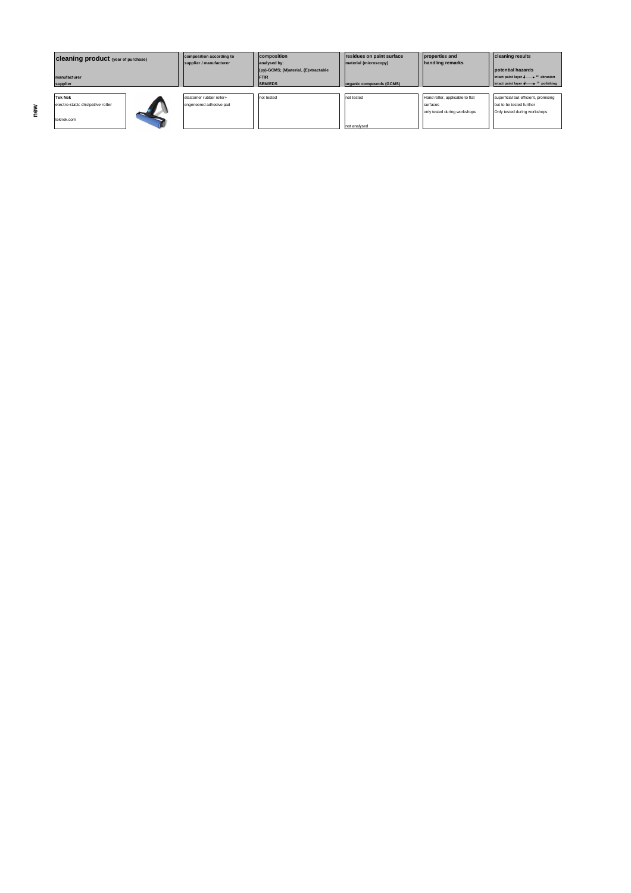new

| cleaning product (year of purchase)<br>manufacturer<br>supplier | composition according to supplier / manufacturer | composition<br>analysed by:<br>(py)-GCMS; (M)aterial, (E)xtractable<br>FTIR<br>SEM/EDS | residues on paint surface<br>material (microscopy)<br>organic compounds (GCMS) | properties and handling remarks | cleaning results<br>potential hazards<br>intact paint layer ⟷ 10 abrasion<br>intact paint layer ⟷ 10 polishing |
|---|---|---|---|---|---|
| **Tek Nek**<br>electro-static dissipative roller<br>teknek.com | elastomer rubber roller+<br>engeneered adhesive pad | not tested | not tested<br>not analysed | Hand roller, applicable to flat surfaces<br>only tested during workshops | superficial but efficient, promising but to be tested further<br>Only tested during workshops |